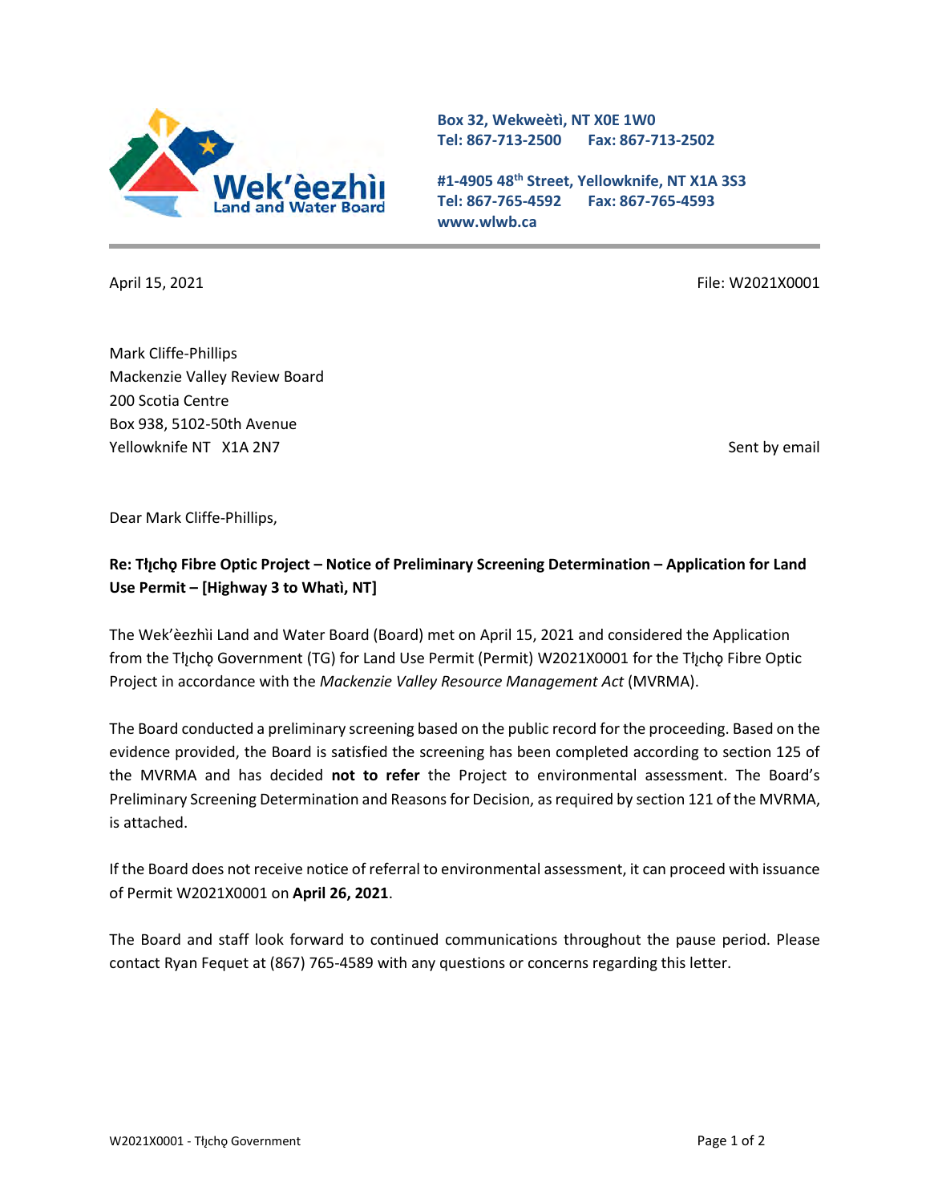Wek'èezhìi Land and Water Board

Box 32, Wekweètì, NT X0E 1W0
Tel: 867-713-2500 Fax: 867-713-2502

#1-4905 48th Street, Yellowknife, NT X1A 3S3
Tel: 867-765-4592 Fax: 867-765-4593
www.wlwb.ca

April 15, 2021

File: W2021X0001

Mark Cliffe-Phillips
Mackenzie Valley Review Board
200 Scotia Centre
Box 938, 5102-50th Avenue
Yellowknife NT X1A 2N7

Sent by email

Dear Mark Cliffe-Phillips,

**Re: Tłı̨chǫ Fibre Optic Project – Notice of Preliminary Screening Determination – Application for Land Use Permit – [Highway 3 to Whatì, NT]**

The Wek'èezhìi Land and Water Board (Board) met on April 15, 2021 and considered the Application from the Tłı̨chǫ Government (TG) for Land Use Permit (Permit) W2021X0001 for the Tłı̨chǫ Fibre Optic Project in accordance with the *Mackenzie Valley Resource Management Act* (MVRMA).

The Board conducted a preliminary screening based on the public record for the proceeding. Based on the evidence provided, the Board is satisfied the screening has been completed according to section 125 of the MVRMA and has decided **not to refer** the Project to environmental assessment. The Board's Preliminary Screening Determination and Reasons for Decision, as required by section 121 of the MVRMA, is attached.

If the Board does not receive notice of referral to environmental assessment, it can proceed with issuance of Permit W2021X0001 on **April 26, 2021**.

The Board and staff look forward to continued communications throughout the pause period. Please contact Ryan Fequet at (867) 765-4589 with any questions or concerns regarding this letter.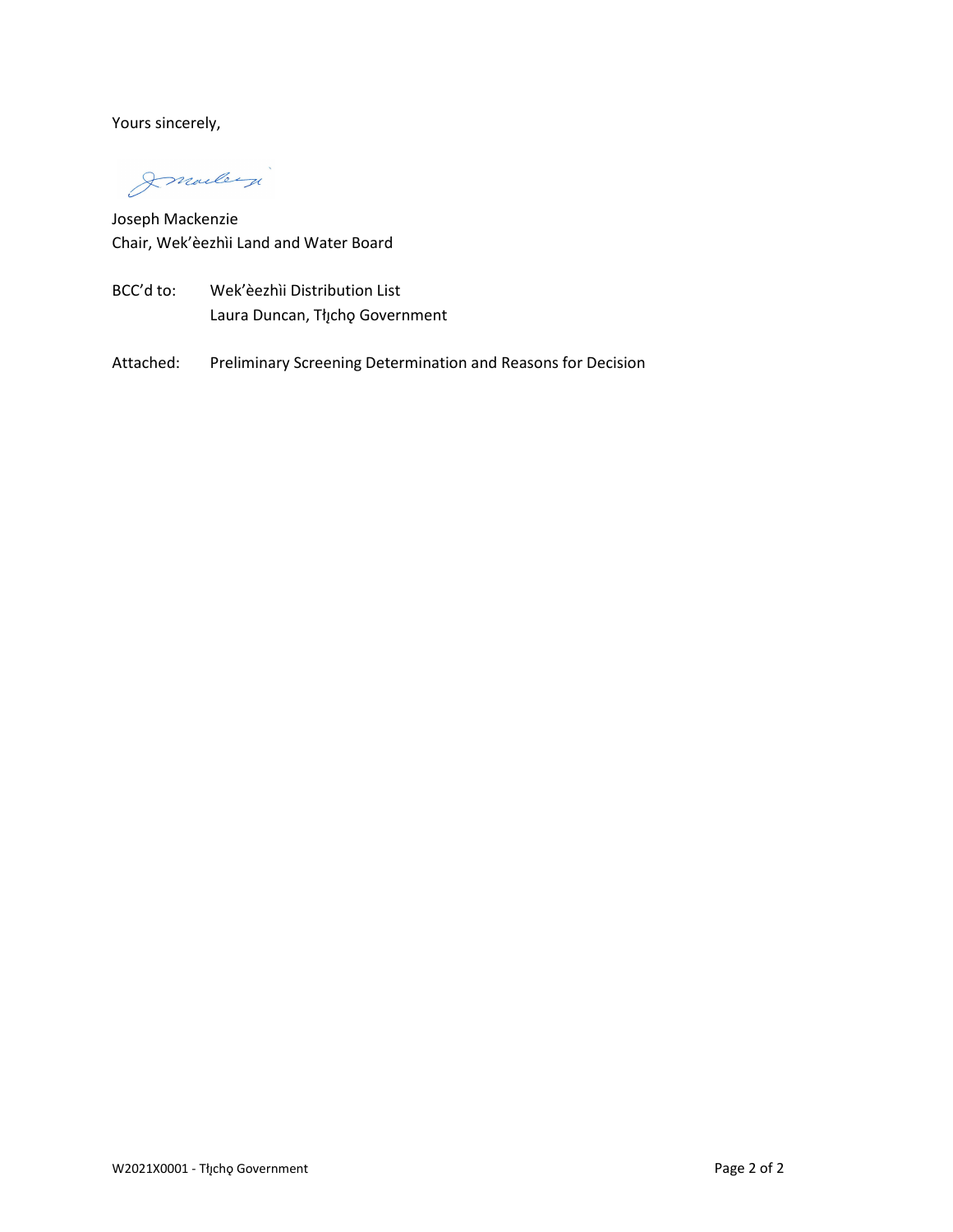Yours sincerely,

Joseph Mackenzie
Chair, Wek'èezhìi Land and Water Board

BCC'd to: Wek'èezhìi Distribution List
Laura Duncan, Tłı̨chǫ Government

Attached: Preliminary Screening Determination and Reasons for Decision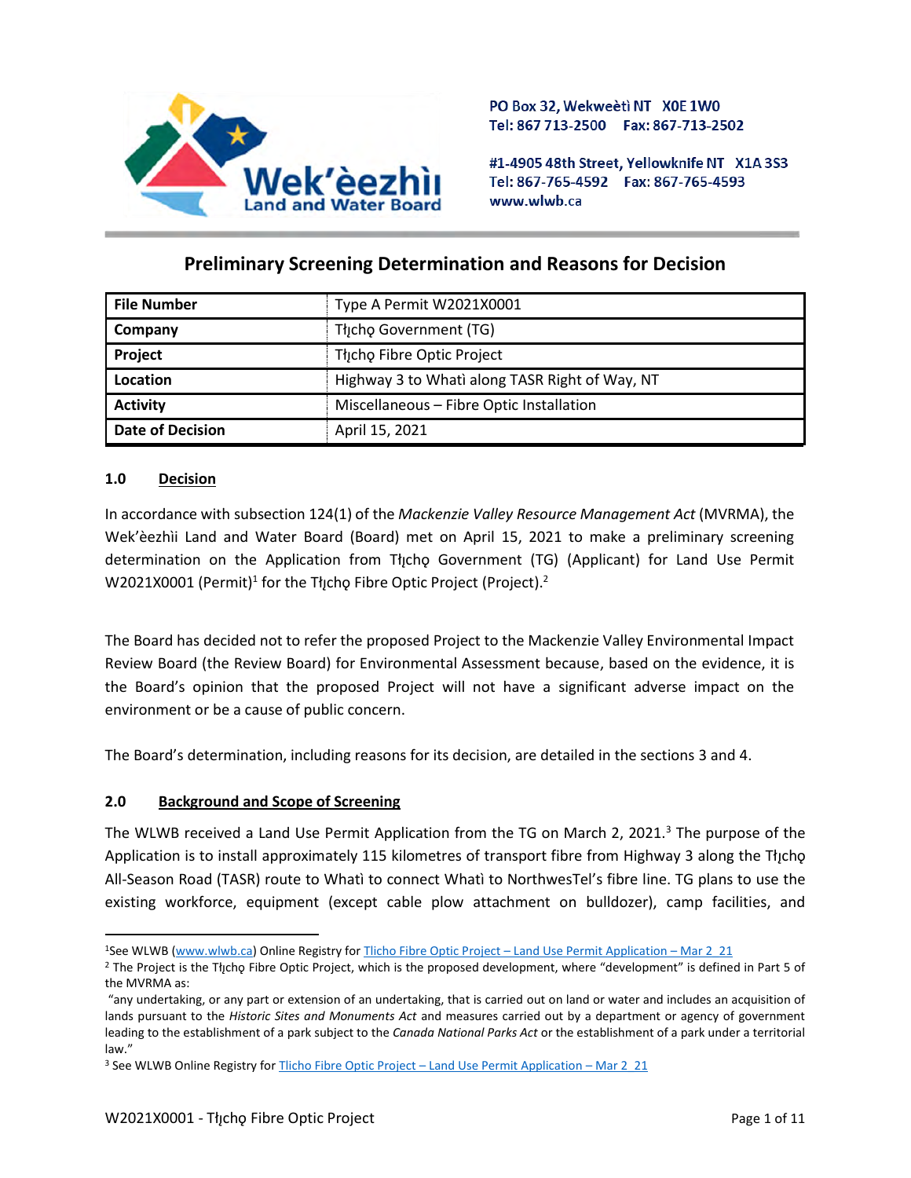PO Box 32, Wekweètì NT X0E 1W0
Tel: 867 713-2500 Fax: 867-713-2502

#1-4905 48th Street, Yellowknife NT X1A 3S3
Tel: 867-765-4592 Fax: 867-765-4593
www.wlwb.ca

# Preliminary Screening Determination and Reasons for Decision

| File Number | Type A Permit W2021X0001 |
|---|---|
| Company | Tłı̨chǫ Government (TG) |
| Project | Tłı̨chǫ Fibre Optic Project |
| Location | Highway 3 to Whatì along TASR Right of Way, NT |
| Activity | Miscellaneous – Fibre Optic Installation |
| Date of Decision | April 15, 2021 |

## 1.0 Decision

In accordance with subsection 124(1) of the *Mackenzie Valley Resource Management Act* (MVRMA), the Wek'èezhìi Land and Water Board (Board) met on April 15, 2021 to make a preliminary screening determination on the Application from Tłı̨chǫ Government (TG) (Applicant) for Land Use Permit W2021X0001 (Permit)[1] for the Tłı̨chǫ Fibre Optic Project (Project).[2]

The Board has decided not to refer the proposed Project to the Mackenzie Valley Environmental Impact Review Board (the Review Board) for Environmental Assessment because, based on the evidence, it is the Board's opinion that the proposed Project will not have a significant adverse impact on the environment or be a cause of public concern.

The Board's determination, including reasons for its decision, are detailed in the sections 3 and 4.

## 2.0 Background and Scope of Screening

The WLWB received a Land Use Permit Application from the TG on March 2, 2021.[3] The purpose of the Application is to install approximately 115 kilometres of transport fibre from Highway 3 along the Tłı̨chǫ All-Season Road (TASR) route to Whatì to connect Whatì to NorthwesTel's fibre line. TG plans to use the existing workforce, equipment (except cable plow attachment on bulldozer), camp facilities, and

---

[1] See WLWB (www.wlwb.ca) Online Registry for Tlicho Fibre Optic Project – Land Use Permit Application – Mar 2 21

[2] The Project is the Tłı̨chǫ Fibre Optic Project, which is the proposed development, where "development" is defined in Part 5 of the MVRMA as:
"any undertaking, or any part or extension of an undertaking, that is carried out on land or water and includes an acquisition of lands pursuant to the *Historic Sites and Monuments Act* and measures carried out by a department or agency of government leading to the establishment of a park subject to the *Canada National Parks Act* or the establishment of a park under a territorial law."

[3] See WLWB Online Registry for Tlicho Fibre Optic Project – Land Use Permit Application – Mar 2 21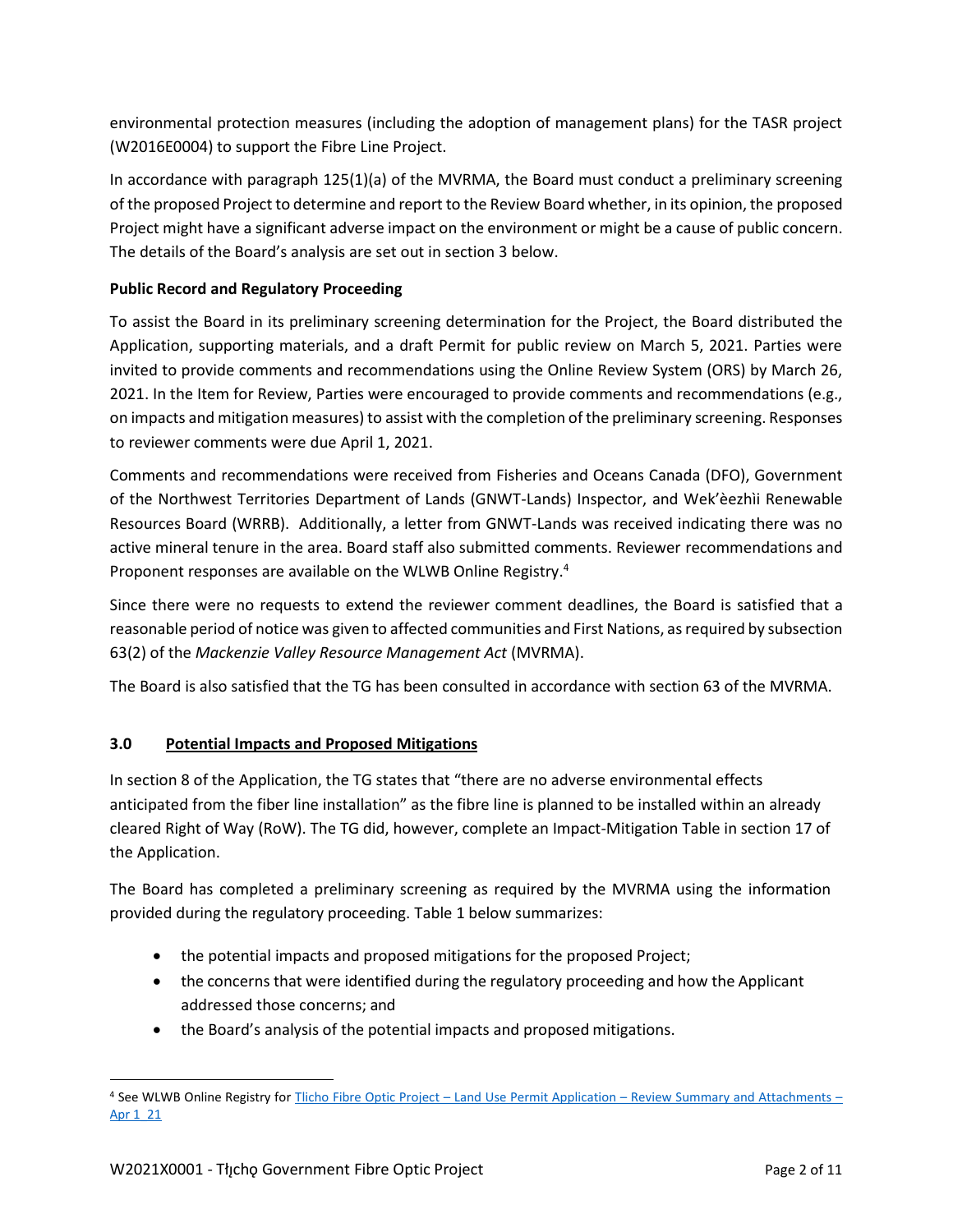environmental protection measures (including the adoption of management plans) for the TASR project (W2016E0004) to support the Fibre Line Project.

In accordance with paragraph 125(1)(a) of the MVRMA, the Board must conduct a preliminary screening of the proposed Project to determine and report to the Review Board whether, in its opinion, the proposed Project might have a significant adverse impact on the environment or might be a cause of public concern. The details of the Board's analysis are set out in section 3 below.

**Public Record and Regulatory Proceeding**

To assist the Board in its preliminary screening determination for the Project, the Board distributed the Application, supporting materials, and a draft Permit for public review on March 5, 2021. Parties were invited to provide comments and recommendations using the Online Review System (ORS) by March 26, 2021. In the Item for Review, Parties were encouraged to provide comments and recommendations (e.g., on impacts and mitigation measures) to assist with the completion of the preliminary screening. Responses to reviewer comments were due April 1, 2021.

Comments and recommendations were received from Fisheries and Oceans Canada (DFO), Government of the Northwest Territories Department of Lands (GNWT-Lands) Inspector, and Wek'èezhìi Renewable Resources Board (WRRB). Additionally, a letter from GNWT-Lands was received indicating there was no active mineral tenure in the area. Board staff also submitted comments. Reviewer recommendations and Proponent responses are available on the WLWB Online Registry.[4]

Since there were no requests to extend the reviewer comment deadlines, the Board is satisfied that a reasonable period of notice was given to affected communities and First Nations, as required by subsection 63(2) of the *Mackenzie Valley Resource Management Act* (MVRMA).

The Board is also satisfied that the TG has been consulted in accordance with section 63 of the MVRMA.

## 3.0 Potential Impacts and Proposed Mitigations

In section 8 of the Application, the TG states that "there are no adverse environmental effects anticipated from the fiber line installation" as the fibre line is planned to be installed within an already cleared Right of Way (RoW). The TG did, however, complete an Impact-Mitigation Table in section 17 of the Application.

The Board has completed a preliminary screening as required by the MVRMA using the information provided during the regulatory proceeding. Table 1 below summarizes:

- the potential impacts and proposed mitigations for the proposed Project;
- the concerns that were identified during the regulatory proceeding and how the Applicant addressed those concerns; and
- the Board's analysis of the potential impacts and proposed mitigations.

---

[4] See WLWB Online Registry for Tlicho Fibre Optic Project – Land Use Permit Application – Review Summary and Attachments – Apr 1_21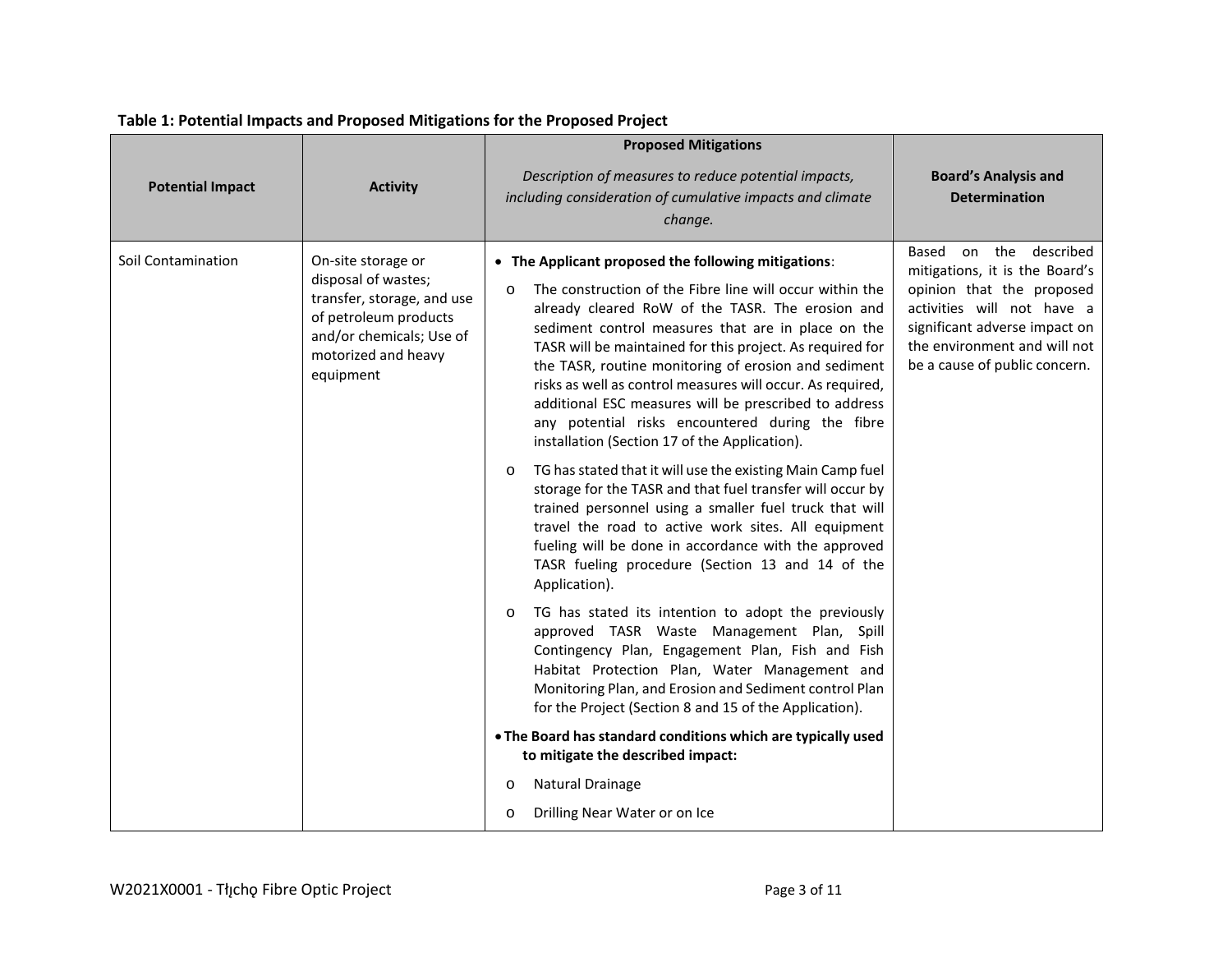**Table 1: Potential Impacts and Proposed Mitigations for the Proposed Project**

| Potential Impact | Activity | Proposed Mitigations<br><br>*Description of measures to reduce potential impacts, including consideration of cumulative impacts and climate change.* | Board's Analysis and Determination |
|---|---|---|---|
| Soil Contamination | On-site storage or disposal of wastes; transfer, storage, and use of petroleum products and/or chemicals; Use of motorized and heavy equipment | • **The Applicant proposed the following mitigations**:<br>o The construction of the Fibre line will occur within the already cleared RoW of the TASR. The erosion and sediment control measures that are in place on the TASR will be maintained for this project. As required for the TASR, routine monitoring of erosion and sediment risks as well as control measures will occur. As required, additional ESC measures will be prescribed to address any potential risks encountered during the fibre installation (Section 17 of the Application).<br>o TG has stated that it will use the existing Main Camp fuel storage for the TASR and that fuel transfer will occur by trained personnel using a smaller fuel truck that will travel the road to active work sites. All equipment fueling will be done in accordance with the approved TASR fueling procedure (Section 13 and 14 of the Application).<br>o TG has stated its intention to adopt the previously approved TASR Waste Management Plan, Spill Contingency Plan, Engagement Plan, Fish and Fish Habitat Protection Plan, Water Management and Monitoring Plan, and Erosion and Sediment control Plan for the Project (Section 8 and 15 of the Application).<br>• **The Board has standard conditions which are typically used to mitigate the described impact:**<br>o Natural Drainage<br>o Drilling Near Water or on Ice | Based on the described mitigations, it is the Board's opinion that the proposed activities will not have a significant adverse impact on the environment and will not be a cause of public concern. |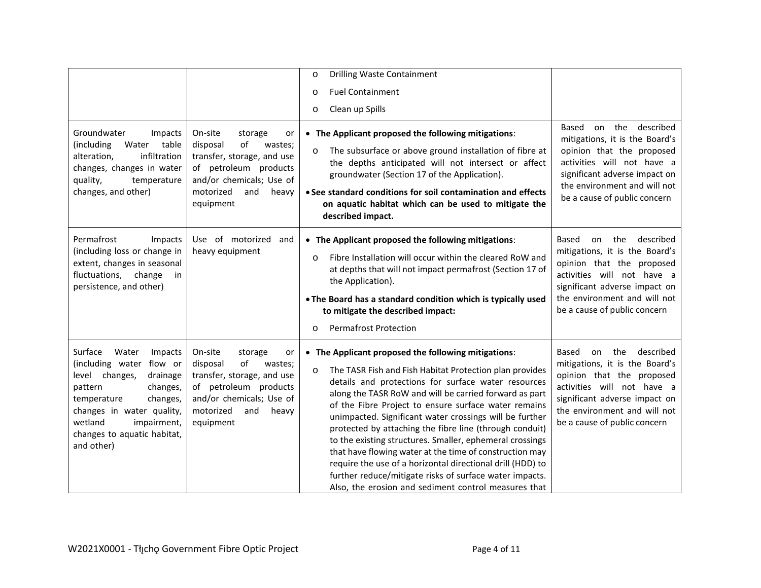| | | o Drilling Waste Containment<br>o Fuel Containment<br>o Clean up Spills | |
|---|---|---|---|
| Groundwater Impacts (including Water table alteration, infiltration changes, changes in water quality, temperature changes, and other) | On-site storage or disposal of wastes; transfer, storage, and use of petroleum products and/or chemicals; Use of motorized and heavy equipment | • **The Applicant proposed the following mitigations**:<br>o The subsurface or above ground installation of fibre at the depths anticipated will not intersect or affect groundwater (Section 17 of the Application).<br>• **See standard conditions for soil contamination and effects on aquatic habitat which can be used to mitigate the described impact.** | Based on the described mitigations, it is the Board's opinion that the proposed activities will not have a significant adverse impact on the environment and will not be a cause of public concern |
| Permafrost Impacts (including loss or change in extent, changes in seasonal fluctuations, change in persistence, and other) | Use of motorized and heavy equipment | • **The Applicant proposed the following mitigations**:<br>o Fibre Installation will occur within the cleared RoW and at depths that will not impact permafrost (Section 17 of the Application).<br>• **The Board has a standard condition which is typically used to mitigate the described impact:**<br>o Permafrost Protection | Based on the described mitigations, it is the Board's opinion that the proposed activities will not have a significant adverse impact on the environment and will not be a cause of public concern |
| Surface Water Impacts (including water flow or level changes, drainage pattern changes, temperature changes, changes in water quality, wetland impairment, changes to aquatic habitat, and other) | On-site storage or disposal of wastes; transfer, storage, and use of petroleum products and/or chemicals; Use of motorized and heavy equipment | • **The Applicant proposed the following mitigations**:<br>o The TASR Fish and Fish Habitat Protection plan provides details and protections for surface water resources along the TASR RoW and will be carried forward as part of the Fibre Project to ensure surface water remains unimpacted. Significant water crossings will be further protected by attaching the fibre line (through conduit) to the existing structures. Smaller, ephemeral crossings that have flowing water at the time of construction may require the use of a horizontal directional drill (HDD) to further reduce/mitigate risks of surface water impacts. Also, the erosion and sediment control measures that | Based on the described mitigations, it is the Board's opinion that the proposed activities will not have a significant adverse impact on the environment and will not be a cause of public concern |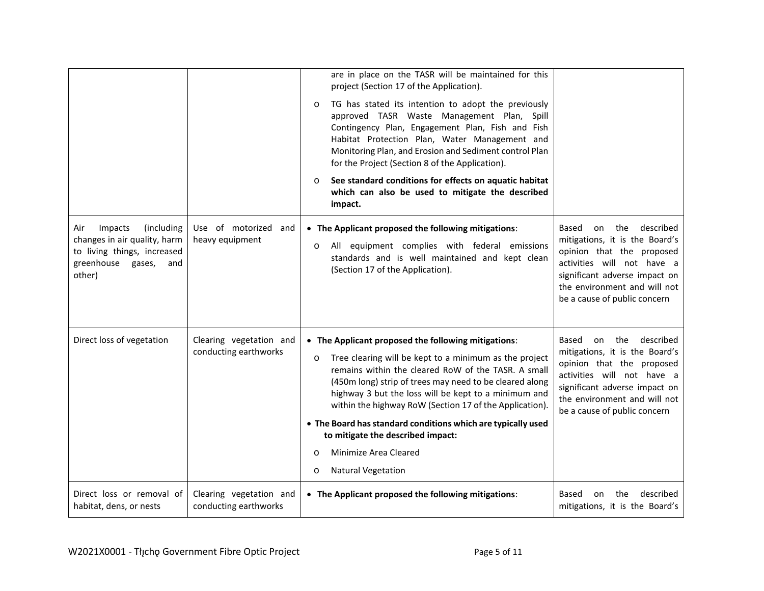| | | are in place on the TASR will be maintained for this project (Section 17 of the Application).<br>o TG has stated its intention to adopt the previously approved TASR Waste Management Plan, Spill Contingency Plan, Engagement Plan, Fish and Fish Habitat Protection Plan, Water Management and Monitoring Plan, and Erosion and Sediment control Plan for the Project (Section 8 of the Application).<br>o **See standard conditions for effects on aquatic habitat which can also be used to mitigate the described impact.** | |
|---|---|---|---|
| Air Impacts (including changes in air quality, harm to living things, increased greenhouse gases, and other) | Use of motorized and heavy equipment | • **The Applicant proposed the following mitigations**:<br>o All equipment complies with federal emissions standards and is well maintained and kept clean (Section 17 of the Application). | Based on the described mitigations, it is the Board's opinion that the proposed activities will not have a significant adverse impact on the environment and will not be a cause of public concern |
| Direct loss of vegetation | Clearing vegetation and conducting earthworks | • **The Applicant proposed the following mitigations**:<br>o Tree clearing will be kept to a minimum as the project remains within the cleared RoW of the TASR. A small (450m long) strip of trees may need to be cleared along highway 3 but the loss will be kept to a minimum and within the highway RoW (Section 17 of the Application).<br>• **The Board has standard conditions which are typically used to mitigate the described impact:**<br>o Minimize Area Cleared<br>o Natural Vegetation | Based on the described mitigations, it is the Board's opinion that the proposed activities will not have a significant adverse impact on the environment and will not be a cause of public concern |
| Direct loss or removal of habitat, dens, or nests | Clearing vegetation and conducting earthworks | • **The Applicant proposed the following mitigations**: | Based on the described mitigations, it is the Board's |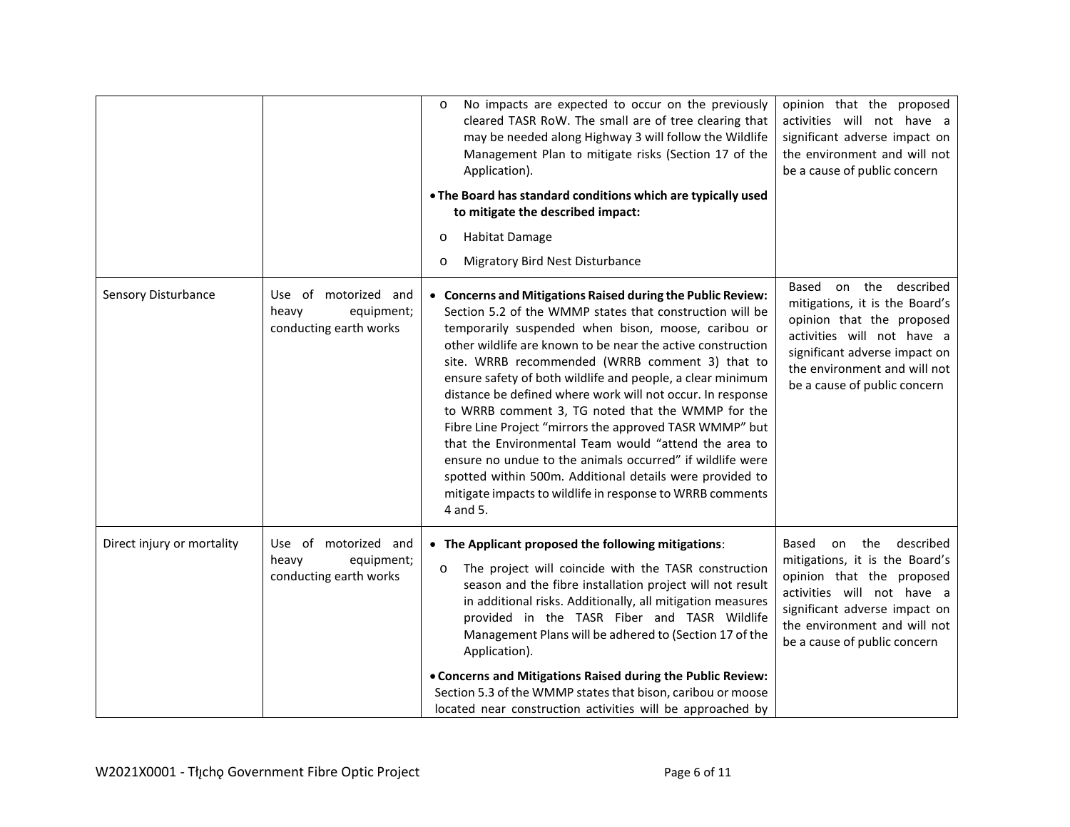| | | <ul><li>No impacts are expected to occur on the previously cleared TASR RoW. The small are of tree clearing that may be needed along Highway 3 will follow the Wildlife Management Plan to mitigate risks (Section 17 of the Application).</li></ul><br>• **The Board has standard conditions which are typically used to mitigate the described impact:**<ul><li>Habitat Damage</li><li>Migratory Bird Nest Disturbance</li></ul> | opinion that the proposed activities will not have a significant adverse impact on the environment and will not be a cause of public concern |
|---|---|---|---|
| Sensory Disturbance | Use of motorized and heavy equipment; conducting earth works | • **Concerns and Mitigations Raised during the Public Review:** Section 5.2 of the WMMP states that construction will be temporarily suspended when bison, moose, caribou or other wildlife are known to be near the active construction site. WRRB recommended (WRRB comment 3) that to ensure safety of both wildlife and people, a clear minimum distance be defined where work will not occur. In response to WRRB comment 3, TG noted that the WMMP for the Fibre Line Project "mirrors the approved TASR WMMP" but that the Environmental Team would "attend the area to ensure no undue to the animals occurred" if wildlife were spotted within 500m. Additional details were provided to mitigate impacts to wildlife in response to WRRB comments 4 and 5. | Based on the described mitigations, it is the Board's opinion that the proposed activities will not have a significant adverse impact on the environment and will not be a cause of public concern |
| Direct injury or mortality | Use of motorized and heavy equipment; conducting earth works | • **The Applicant proposed the following mitigations**:<ul><li>The project will coincide with the TASR construction season and the fibre installation project will not result in additional risks. Additionally, all mitigation measures provided in the TASR Fiber and TASR Wildlife Management Plans will be adhered to (Section 17 of the Application).</li></ul><br>• **Concerns and Mitigations Raised during the Public Review:** Section 5.3 of the WMMP states that bison, caribou or moose located near construction activities will be approached by | Based on the described mitigations, it is the Board's opinion that the proposed activities will not have a significant adverse impact on the environment and will not be a cause of public concern |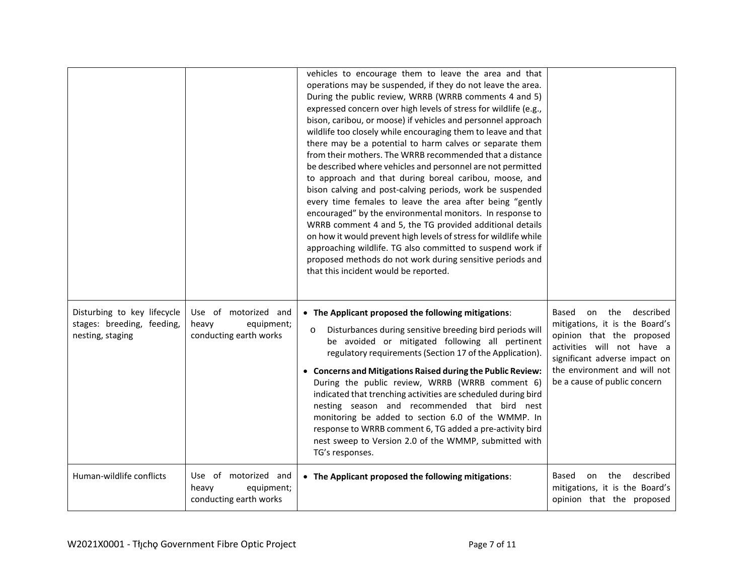| | | vehicles to encourage them to leave the area and that operations may be suspended, if they do not leave the area. During the public review, WRRB (WRRB comments 4 and 5) expressed concern over high levels of stress for wildlife (e.g., bison, caribou, or moose) if vehicles and personnel approach wildlife too closely while encouraging them to leave and that there may be a potential to harm calves or separate them from their mothers. The WRRB recommended that a distance be described where vehicles and personnel are not permitted to approach and that during boreal caribou, moose, and bison calving and post-calving periods, work be suspended every time females to leave the area after being "gently encouraged" by the environmental monitors. In response to WRRB comment 4 and 5, the TG provided additional details on how it would prevent high levels of stress for wildlife while approaching wildlife. TG also committed to suspend work if proposed methods do not work during sensitive periods and that this incident would be reported. | |
|---|---|---|---|
| Disturbing to key lifecycle stages: breeding, feeding, nesting, staging | Use of motorized and heavy equipment; conducting earth works | • **The Applicant proposed the following mitigations**:<br>o Disturbances during sensitive breeding bird periods will be avoided or mitigated following all pertinent regulatory requirements (Section 17 of the Application).<br>• **Concerns and Mitigations Raised during the Public Review:** During the public review, WRRB (WRRB comment 6) indicated that trenching activities are scheduled during bird nesting season and recommended that bird nest monitoring be added to section 6.0 of the WMMP. In response to WRRB comment 6, TG added a pre-activity bird nest sweep to Version 2.0 of the WMMP, submitted with TG's responses. | Based on the described mitigations, it is the Board's opinion that the proposed activities will not have a significant adverse impact on the environment and will not be a cause of public concern |
| Human-wildlife conflicts | Use of motorized and heavy equipment; conducting earth works | • **The Applicant proposed the following mitigations**: | Based on the described mitigations, it is the Board's opinion that the proposed |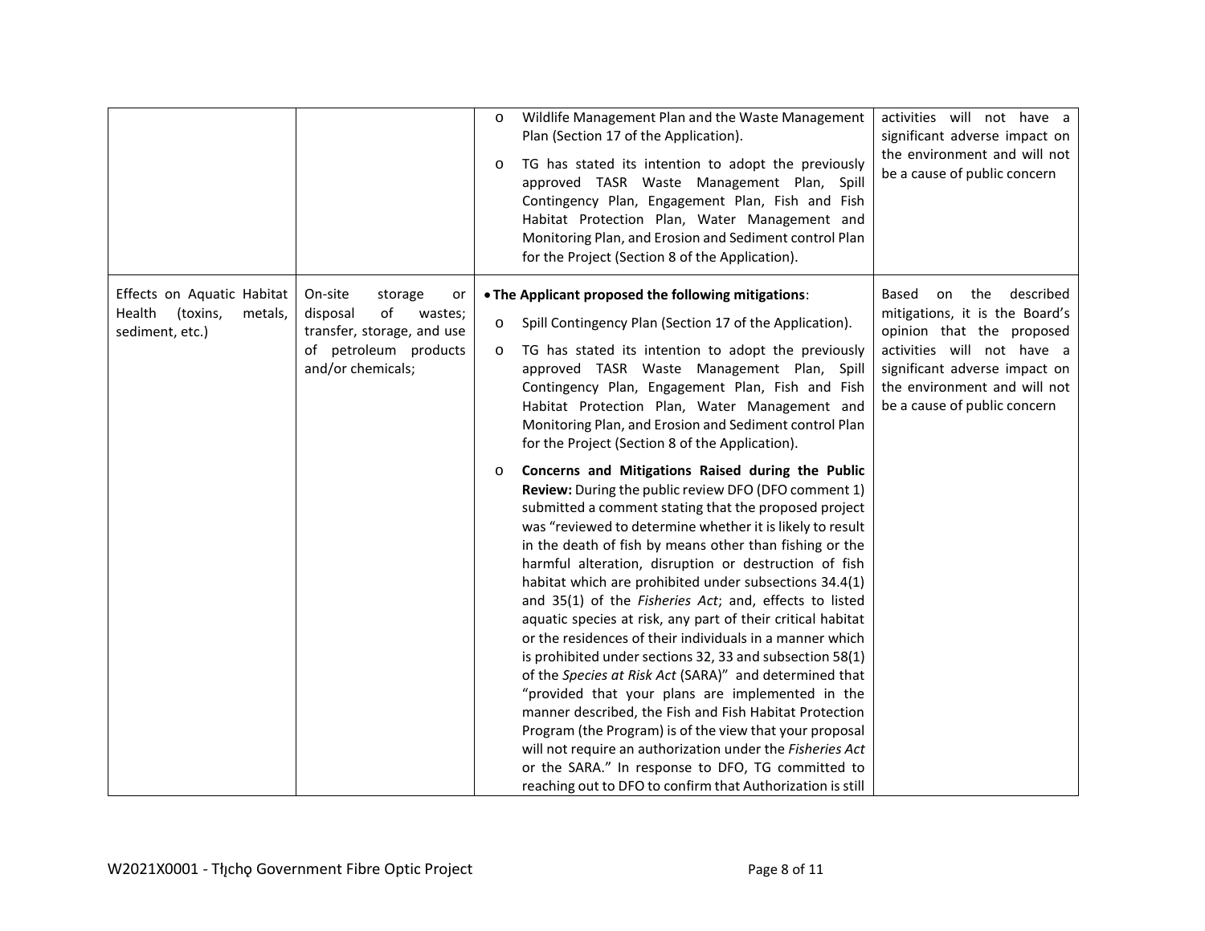| | | | |
|---|---|---|---|
| | | o Wildlife Management Plan and the Waste Management Plan (Section 17 of the Application).<br>o TG has stated its intention to adopt the previously approved TASR Waste Management Plan, Spill Contingency Plan, Engagement Plan, Fish and Fish Habitat Protection Plan, Water Management and Monitoring Plan, and Erosion and Sediment control Plan for the Project (Section 8 of the Application). | activities will not have a significant adverse impact on the environment and will not be a cause of public concern |
| Effects on Aquatic Habitat Health (toxins, metals, sediment, etc.) | On-site storage or disposal of wastes; transfer, storage, and use of petroleum products and/or chemicals; | • **The Applicant proposed the following mitigations**:<br>o Spill Contingency Plan (Section 17 of the Application).<br>o TG has stated its intention to adopt the previously approved TASR Waste Management Plan, Spill Contingency Plan, Engagement Plan, Fish and Fish Habitat Protection Plan, Water Management and Monitoring Plan, and Erosion and Sediment control Plan for the Project (Section 8 of the Application).<br>o **Concerns and Mitigations Raised during the Public Review:** During the public review DFO (DFO comment 1) submitted a comment stating that the proposed project was "reviewed to determine whether it is likely to result in the death of fish by means other than fishing or the harmful alteration, disruption or destruction of fish habitat which are prohibited under subsections 34.4(1) and 35(1) of the *Fisheries Act*; and, effects to listed aquatic species at risk, any part of their critical habitat or the residences of their individuals in a manner which is prohibited under sections 32, 33 and subsection 58(1) of the *Species at Risk Act* (SARA)" and determined that "provided that your plans are implemented in the manner described, the Fish and Fish Habitat Protection Program (the Program) is of the view that your proposal will not require an authorization under the *Fisheries Act* or the SARA." In response to DFO, TG committed to reaching out to DFO to confirm that Authorization is still | Based on the described mitigations, it is the Board's opinion that the proposed activities will not have a significant adverse impact on the environment and will not be a cause of public concern |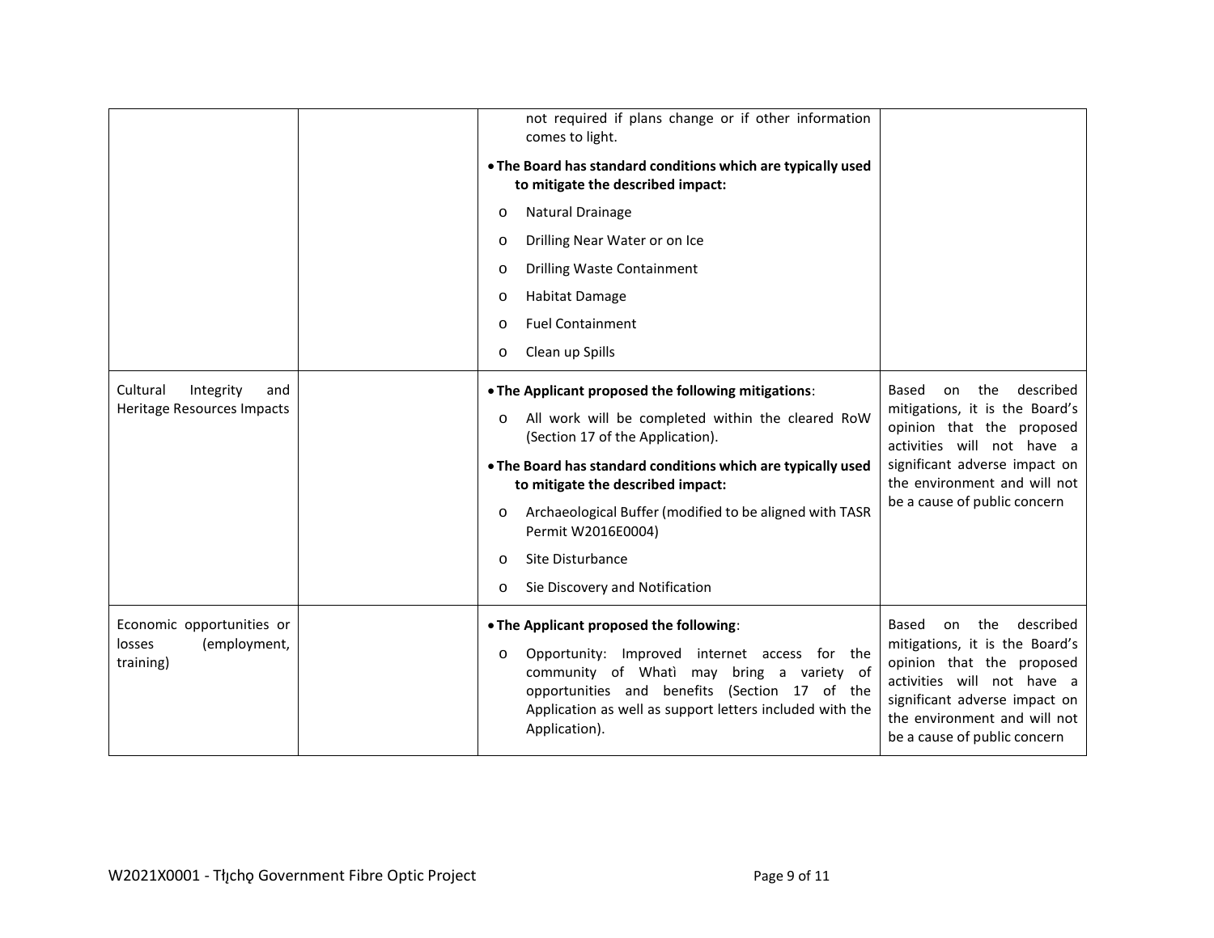| | | | |
|---|---|---|---|
| | | not required if plans change or if other information comes to light.<br>• **The Board has standard conditions which are typically used to mitigate the described impact:**<br>o Natural Drainage<br>o Drilling Near Water or on Ice<br>o Drilling Waste Containment<br>o Habitat Damage<br>o Fuel Containment<br>o Clean up Spills | |
| Cultural Integrity and Heritage Resources Impacts | | • **The Applicant proposed the following mitigations**:<br>o All work will be completed within the cleared RoW (Section 17 of the Application).<br>• **The Board has standard conditions which are typically used to mitigate the described impact:**<br>o Archaeological Buffer (modified to be aligned with TASR Permit W2016E0004)<br>o Site Disturbance<br>o Sie Discovery and Notification | Based on the described mitigations, it is the Board's opinion that the proposed activities will not have a significant adverse impact on the environment and will not be a cause of public concern |
| Economic opportunities or losses (employment, training) | | • **The Applicant proposed the following**:<br>o Opportunity: Improved internet access for the community of Whatì may bring a variety of opportunities and benefits (Section 17 of the Application as well as support letters included with the Application). | Based on the described mitigations, it is the Board's opinion that the proposed activities will not have a significant adverse impact on the environment and will not be a cause of public concern |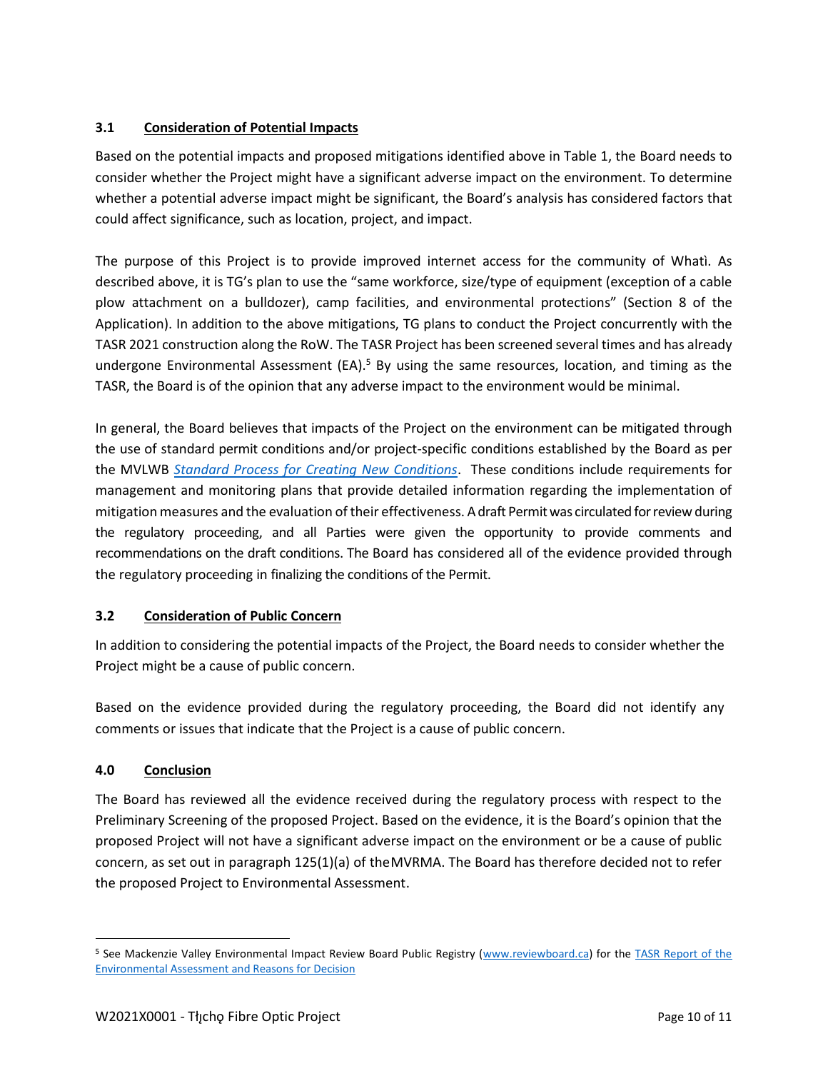### 3.1 Consideration of Potential Impacts

Based on the potential impacts and proposed mitigations identified above in Table 1, the Board needs to consider whether the Project might have a significant adverse impact on the environment. To determine whether a potential adverse impact might be significant, the Board's analysis has considered factors that could affect significance, such as location, project, and impact.

The purpose of this Project is to provide improved internet access for the community of Whatì. As described above, it is TG's plan to use the "same workforce, size/type of equipment (exception of a cable plow attachment on a bulldozer), camp facilities, and environmental protections" (Section 8 of the Application). In addition to the above mitigations, TG plans to conduct the Project concurrently with the TASR 2021 construction along the RoW. The TASR Project has been screened several times and has already undergone Environmental Assessment (EA).[5] By using the same resources, location, and timing as the TASR, the Board is of the opinion that any adverse impact to the environment would be minimal.

In general, the Board believes that impacts of the Project on the environment can be mitigated through the use of standard permit conditions and/or project-specific conditions established by the Board as per the MVLWB *Standard Process for Creating New Conditions*. These conditions include requirements for management and monitoring plans that provide detailed information regarding the implementation of mitigation measures and the evaluation of their effectiveness. A draft Permit was circulated for review during the regulatory proceeding, and all Parties were given the opportunity to provide comments and recommendations on the draft conditions. The Board has considered all of the evidence provided through the regulatory proceeding in finalizing the conditions of the Permit.

### 3.2 Consideration of Public Concern

In addition to considering the potential impacts of the Project, the Board needs to consider whether the Project might be a cause of public concern.

Based on the evidence provided during the regulatory proceeding, the Board did not identify any comments or issues that indicate that the Project is a cause of public concern.

## 4.0 Conclusion

The Board has reviewed all the evidence received during the regulatory process with respect to the Preliminary Screening of the proposed Project. Based on the evidence, it is the Board's opinion that the proposed Project will not have a significant adverse impact on the environment or be a cause of public concern, as set out in paragraph 125(1)(a) of the MVRMA. The Board has therefore decided not to refer the proposed Project to Environmental Assessment.

---

[5] See Mackenzie Valley Environmental Impact Review Board Public Registry (www.reviewboard.ca) for the TASR Report of the Environmental Assessment and Reasons for Decision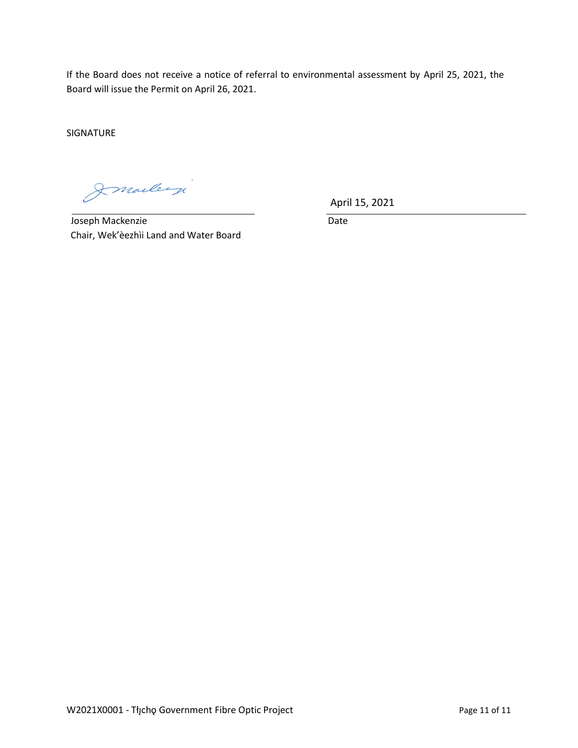If the Board does not receive a notice of referral to environmental assessment by April 25, 2021, the Board will issue the Permit on April 26, 2021.

SIGNATURE

| | |
|---|---|
| | April 15, 2021 |
| Joseph Mackenzie<br>Chair, Wek'èezhìi Land and Water Board | Date |